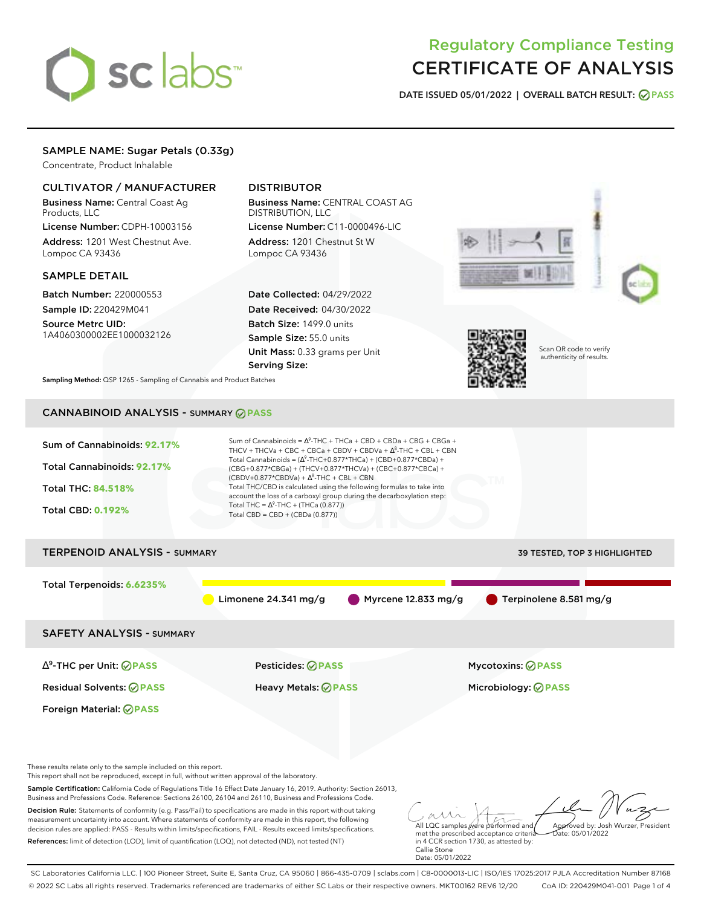# Regulatory Compliance Testing
# CERTIFICATE OF ANALYSIS

**DATE ISSUED 05/01/2022 | OVERALL BATCH RESULT: PASS**

## SAMPLE NAME: Sugar Petals (0.33g)

Concentrate, Product Inhalable

### CULTIVATOR / MANUFACTURER

**Business Name:** Central Coast Ag Products, LLC

**License Number:** CDPH-10003156

**Address:** 1201 West Chestnut Ave. Lompoc CA 93436

### DISTRIBUTOR

**Business Name:** CENTRAL COAST AG DISTRIBUTION, LLC

**License Number:** C11-0000496-LIC

**Address:** 1201 Chestnut St W Lompoc CA 93436

### SAMPLE DETAIL

**Batch Number:** 220000553

**Sample ID:** 220429M041

**Source Metrc UID:** 1A4060300002EE1000032126

**Date Collected:** 04/29/2022

**Date Received:** 04/30/2022

**Batch Size:** 1499.0 units

**Sample Size:** 55.0 units

**Unit Mass:** 0.33 grams per Unit

**Serving Size:**

Scan QR code to verify authenticity of results.

**Sampling Method:** QSP 1265 - Sampling of Cannabis and Product Batches

## CANNABINOID ANALYSIS - SUMMARY PASS

**Sum of Cannabinoids: 92.17%**

**Total Cannabinoids: 92.17%**

**Total THC: 84.518%**

**Total CBD: 0.192%**

Sum of Cannabinoids = $\Delta^9$-THC + THCa + CBD + CBDa + CBG + CBGa + THCV + THCVa + CBC + CBCa + CBDV + CBDVa + $\Delta^8$-THC + CBL + CBN

Total Cannabinoids = ($\Delta^9$-THC+0.877*THCa) + (CBD+0.877*CBDa) + (CBG+0.877*CBGa) + (THCV+0.877*THCVa) + (CBC+0.877*CBCa) + (CBDV+0.877*CBDVa) + $\Delta^8$-THC + CBL + CBN

Total THC/CBD is calculated using the following formulas to take into account the loss of a carboxyl group during the decarboxylation step:

Total THC = $\Delta^9$-THC + (THCa (0.877))

Total CBD = CBD + (CBDa (0.877))

## TERPENOID ANALYSIS - SUMMARY

39 TESTED, TOP 3 HIGHLIGHTED

**Total Terpenoids: 6.6235%**

Limonene 24.341 mg/g | Myrcene 12.833 mg/g | Terpinolene 8.581 mg/g

## SAFETY ANALYSIS - SUMMARY

| | | |
|---|---|---|
| $\Delta^9$-THC per Unit: PASS | Pesticides: PASS | Mycotoxins: PASS |
| Residual Solvents: PASS | Heavy Metals: PASS | Microbiology: PASS |
| Foreign Material: PASS | | |

These results relate only to the sample included on this report.
This report shall not be reproduced, except in full, without written approval of the laboratory.

**Sample Certification:** California Code of Regulations Title 16 Effect Date January 16, 2019. Authority: Section 26013, Business and Professions Code. Reference: Sections 26100, 26104 and 26110, Business and Professions Code.

**Decision Rule:** Statements of conformity (e.g. Pass/Fail) to specifications are made in this report without taking measurement uncertainty into account. Where statements of conformity are made in this report, the following decision rules are applied: PASS - Results within limits/specifications, FAIL - Results exceed limits/specifications.

**References:** limit of detection (LOD), limit of quantification (LOQ), not detected (ND), not tested (NT)

All LQC samples were performed and met the prescribed acceptance criteria in 4 CCR section 1730, as attested by: Callie Stone Date: 05/01/2022

Approved by: Josh Wurzer, President Date: 05/01/2022

SC Laboratories California LLC. | 100 Pioneer Street, Suite E, Santa Cruz, CA 95060 | 866-435-0709 | sclabs.com | C8-0000013-LIC | ISO/IES 17025:2017 PJLA Accreditation Number 87168
© 2022 SC Labs all rights reserved. Trademarks referenced are trademarks of either SC Labs or their respective owners. MKT00162 REV6 12/20 CoA ID: 220429M041-001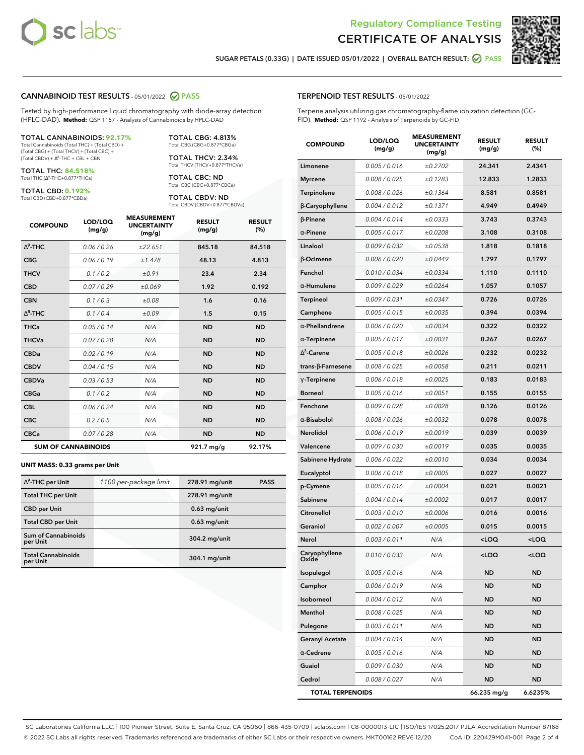Regulatory Compliance Testing
CERTIFICATE OF ANALYSIS

SUGAR PETALS (0.33G) | DATE ISSUED 05/01/2022 | OVERALL BATCH RESULT: PASS

## CANNABINOID TEST RESULTS - 05/01/2022 PASS

Tested by high-performance liquid chromatography with diode-array detection (HPLC-DAD). **Method:** QSP 1157 - Analysis of Cannabinoids by HPLC-DAD

**TOTAL CANNABINOIDS: 92.17%**
Total Cannabinoids (Total THC) + (Total CBD) + (Total CBG) + (Total THCV) + (Total CBC) + (Total CBDV) + $\Delta^8$-THC + CBL + CBN

**TOTAL THC: 84.518%**
Total THC ($\Delta^9$-THC+0.877*THCa)

**TOTAL CBD: 0.192%**
Total CBD (CBD+0.877*CBDa)

**TOTAL CBG: 4.813%**
Total CBG (CBG+0.877*CBGa)

**TOTAL THCV: 2.34%**
Total THCV (THCV+0.877*THCVa)

**TOTAL CBC: ND**
Total CBC (CBC+0.877*CBCa)

**TOTAL CBDV: ND**
Total CBDV (CBDV+0.877*CBDVa)

| COMPOUND | LOD/LOQ (mg/g) | MEASUREMENT UNCERTAINTY (mg/g) | RESULT (mg/g) | RESULT (%) |
|---|---|---|---|---|
| $\Delta^9$-THC | 0.06 / 0.26 | ±22.651 | 845.18 | 84.518 |
| CBG | 0.06 / 0.19 | ±1.478 | 48.13 | 4.813 |
| THCV | 0.1 / 0.2 | ±0.91 | 23.4 | 2.34 |
| CBD | 0.07 / 0.29 | ±0.069 | 1.92 | 0.192 |
| CBN | 0.1 / 0.3 | ±0.08 | 1.6 | 0.16 |
| $\Delta^8$-THC | 0.1 / 0.4 | ±0.09 | 1.5 | 0.15 |
| THCa | 0.05 / 0.14 | N/A | ND | ND |
| THCVa | 0.07 / 0.20 | N/A | ND | ND |
| CBDa | 0.02 / 0.19 | N/A | ND | ND |
| CBDV | 0.04 / 0.15 | N/A | ND | ND |
| CBDVa | 0.03 / 0.53 | N/A | ND | ND |
| CBGa | 0.1 / 0.2 | N/A | ND | ND |
| CBL | 0.06 / 0.24 | N/A | ND | ND |
| CBC | 0.2 / 0.5 | N/A | ND | ND |
| CBCa | 0.07 / 0.28 | N/A | ND | ND |
| **SUM OF CANNABINOIDS** | | | 921.7 mg/g | 92.17% |

**UNIT MASS: 0.33 grams per Unit**

| | | | |
|---|---|---|---|
| $\Delta^9$-THC per Unit | 1100 per-package limit | 278.91 mg/unit | PASS |
| Total THC per Unit | | 278.91 mg/unit | |
| CBD per Unit | | 0.63 mg/unit | |
| Total CBD per Unit | | 0.63 mg/unit | |
| Sum of Cannabinoids per Unit | | 304.2 mg/unit | |
| Total Cannabinoids per Unit | | 304.1 mg/unit | |

## TERPENOID TEST RESULTS - 05/01/2022

Terpene analysis utilizing gas chromatography-flame ionization detection (GC-FID). **Method:** QSP 1192 - Analysis of Terpenoids by GC-FID

| COMPOUND | LOD/LOQ (mg/g) | MEASUREMENT UNCERTAINTY (mg/g) | RESULT (mg/g) | RESULT (%) |
|---|---|---|---|---|
| Limonene | 0.005 / 0.016 | ±0.2702 | 24.341 | 2.4341 |
| Myrcene | 0.008 / 0.025 | ±0.1283 | 12.833 | 1.2833 |
| Terpinolene | 0.008 / 0.026 | ±0.1364 | 8.581 | 0.8581 |
| β-Caryophyllene | 0.004 / 0.012 | ±0.1371 | 4.949 | 0.4949 |
| β-Pinene | 0.004 / 0.014 | ±0.0333 | 3.743 | 0.3743 |
| α-Pinene | 0.005 / 0.017 | ±0.0208 | 3.108 | 0.3108 |
| Linalool | 0.009 / 0.032 | ±0.0538 | 1.818 | 0.1818 |
| β-Ocimene | 0.006 / 0.020 | ±0.0449 | 1.797 | 0.1797 |
| Fenchol | 0.010 / 0.034 | ±0.0334 | 1.110 | 0.1110 |
| α-Humulene | 0.009 / 0.029 | ±0.0264 | 1.057 | 0.1057 |
| Terpineol | 0.009 / 0.031 | ±0.0347 | 0.726 | 0.0726 |
| Camphene | 0.005 / 0.015 | ±0.0035 | 0.394 | 0.0394 |
| α-Phellandrene | 0.006 / 0.020 | ±0.0034 | 0.322 | 0.0322 |
| α-Terpinene | 0.005 / 0.017 | ±0.0031 | 0.267 | 0.0267 |
| $\Delta^3$-Carene | 0.005 / 0.018 | ±0.0026 | 0.232 | 0.0232 |
| trans-β-Farnesene | 0.008 / 0.025 | ±0.0058 | 0.211 | 0.0211 |
| γ-Terpinene | 0.006 / 0.018 | ±0.0025 | 0.183 | 0.0183 |
| Borneol | 0.005 / 0.016 | ±0.0051 | 0.155 | 0.0155 |
| Fenchone | 0.009 / 0.028 | ±0.0028 | 0.126 | 0.0126 |
| α-Bisabolol | 0.008 / 0.026 | ±0.0032 | 0.078 | 0.0078 |
| Nerolidol | 0.006 / 0.019 | ±0.0019 | 0.039 | 0.0039 |
| Valencene | 0.009 / 0.030 | ±0.0019 | 0.035 | 0.0035 |
| Sabinene Hydrate | 0.006 / 0.022 | ±0.0010 | 0.034 | 0.0034 |
| Eucalyptol | 0.006 / 0.018 | ±0.0005 | 0.027 | 0.0027 |
| p-Cymene | 0.005 / 0.016 | ±0.0004 | 0.021 | 0.0021 |
| Sabinene | 0.004 / 0.014 | ±0.0002 | 0.017 | 0.0017 |
| Citronellol | 0.003 / 0.010 | ±0.0006 | 0.016 | 0.0016 |
| Geraniol | 0.002 / 0.007 | ±0.0005 | 0.015 | 0.0015 |
| Nerol | 0.003 / 0.011 | N/A | <LOQ | <LOQ |
| Caryophyllene Oxide | 0.010 / 0.033 | N/A | <LOQ | <LOQ |
| Isopulegol | 0.005 / 0.016 | N/A | ND | ND |
| Camphor | 0.006 / 0.019 | N/A | ND | ND |
| Isoborneol | 0.004 / 0.012 | N/A | ND | ND |
| Menthol | 0.008 / 0.025 | N/A | ND | ND |
| Pulegone | 0.003 / 0.011 | N/A | ND | ND |
| Geranyl Acetate | 0.004 / 0.014 | N/A | ND | ND |
| α-Cedrene | 0.005 / 0.016 | N/A | ND | ND |
| Guaiol | 0.009 / 0.030 | N/A | ND | ND |
| Cedrol | 0.008 / 0.027 | N/A | ND | ND |
| **TOTAL TERPENOIDS** | | | 66.235 mg/g | 6.6235% |

SC Laboratories California LLC. | 100 Pioneer Street, Suite E, Santa Cruz, CA 95060 | 866-435-0709 | sclabs.com | C8-0000013-LIC | ISO/IES 17025:2017 PJLA Accreditation Number 87168
© 2022 SC Labs all rights reserved. Trademarks referenced are trademarks of either SC Labs or their respective owners. MKT00162 REV6 12/20 CoA ID: 220429M041-001